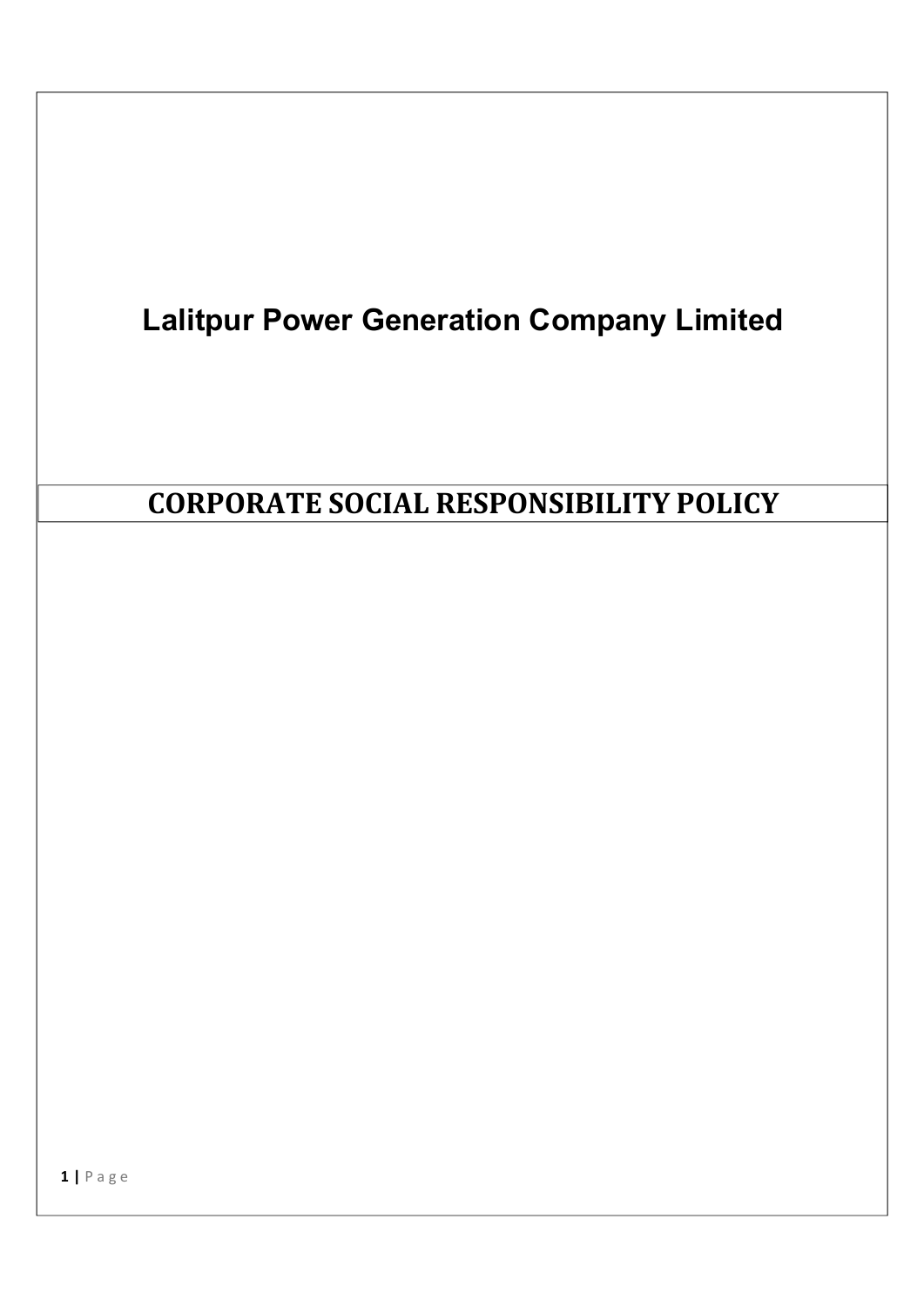# Lalitpur Power Generation Company Limited

# CORPORATE SOCIAL RESPONSIBILITY POLICY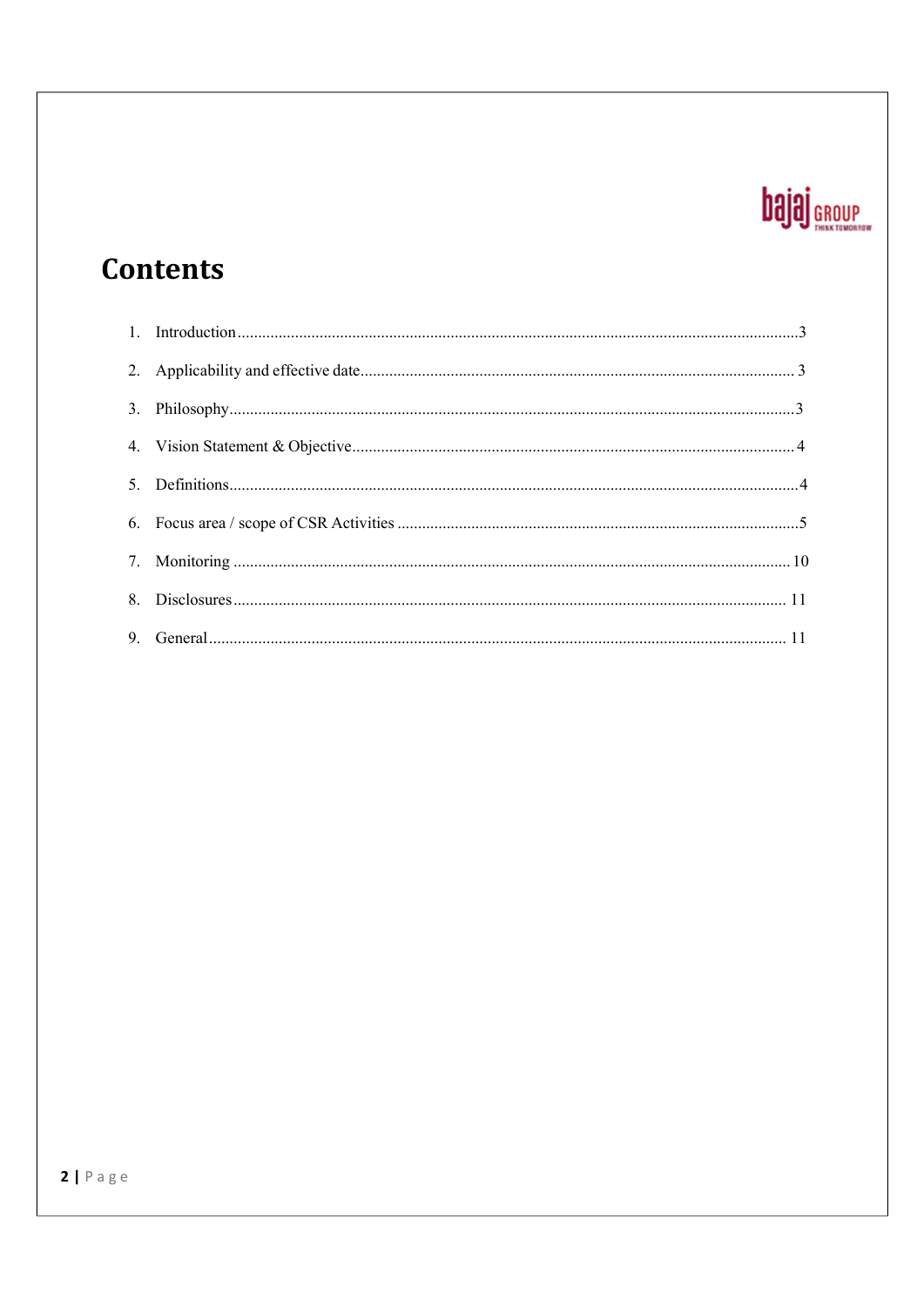# Contents

1. Introduction.......................................................................................................................................3
2. Applicability and effective date......................................................................................................... 3
3. Philosophy..........................................................................................................................................3
4. Vision Statement & Objective............................................................................................................4
5. Definitions..........................................................................................................................................4
6. Focus area / scope of CSR Activities .................................................................................................5
7. Monitoring ....................................................................................................................................... 10
8. Disclosures...................................................................................................................................... 11
9. General............................................................................................................................................. 11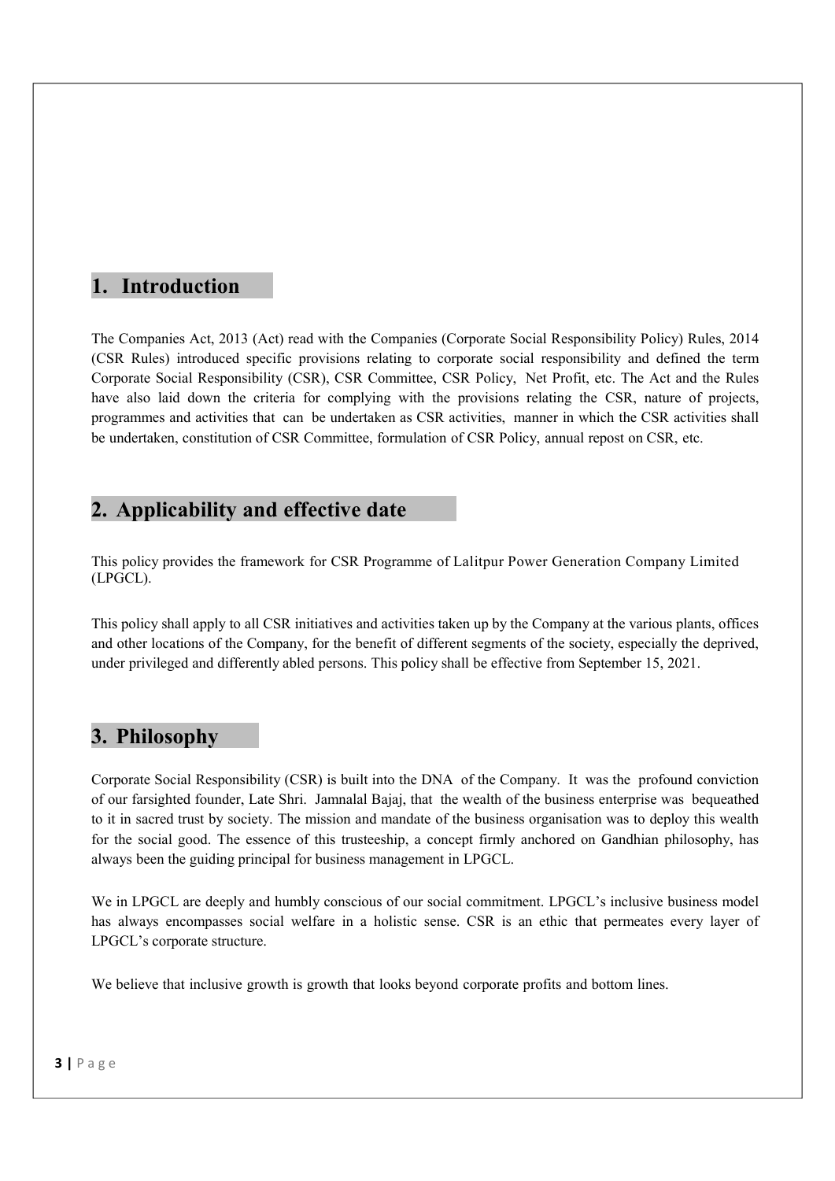## 1. Introduction

The Companies Act, 2013 (Act) read with the Companies (Corporate Social Responsibility Policy) Rules, 2014 (CSR Rules) introduced specific provisions relating to corporate social responsibility and defined the term Corporate Social Responsibility (CSR), CSR Committee, CSR Policy, Net Profit, etc. The Act and the Rules have also laid down the criteria for complying with the provisions relating the CSR, nature of projects, programmes and activities that can be undertaken as CSR activities, manner in which the CSR activities shall be undertaken, constitution of CSR Committee, formulation of CSR Policy, annual repost on CSR, etc.

## 2. Applicability and effective date

This policy provides the framework for CSR Programme of Lalitpur Power Generation Company Limited (LPGCL).

This policy shall apply to all CSR initiatives and activities taken up by the Company at the various plants, offices and other locations of the Company, for the benefit of different segments of the society, especially the deprived, under privileged and differently abled persons. This policy shall be effective from September 15, 2021.

## 3. Philosophy

Corporate Social Responsibility (CSR) is built into the DNA of the Company. It was the profound conviction of our farsighted founder, Late Shri. Jamnalal Bajaj, that the wealth of the business enterprise was bequeathed to it in sacred trust by society. The mission and mandate of the business organisation was to deploy this wealth for the social good. The essence of this trusteeship, a concept firmly anchored on Gandhian philosophy, has always been the guiding principal for business management in LPGCL.

We in LPGCL are deeply and humbly conscious of our social commitment. LPGCL's inclusive business model has always encompasses social welfare in a holistic sense. CSR is an ethic that permeates every layer of LPGCL's corporate structure.

We believe that inclusive growth is growth that looks beyond corporate profits and bottom lines.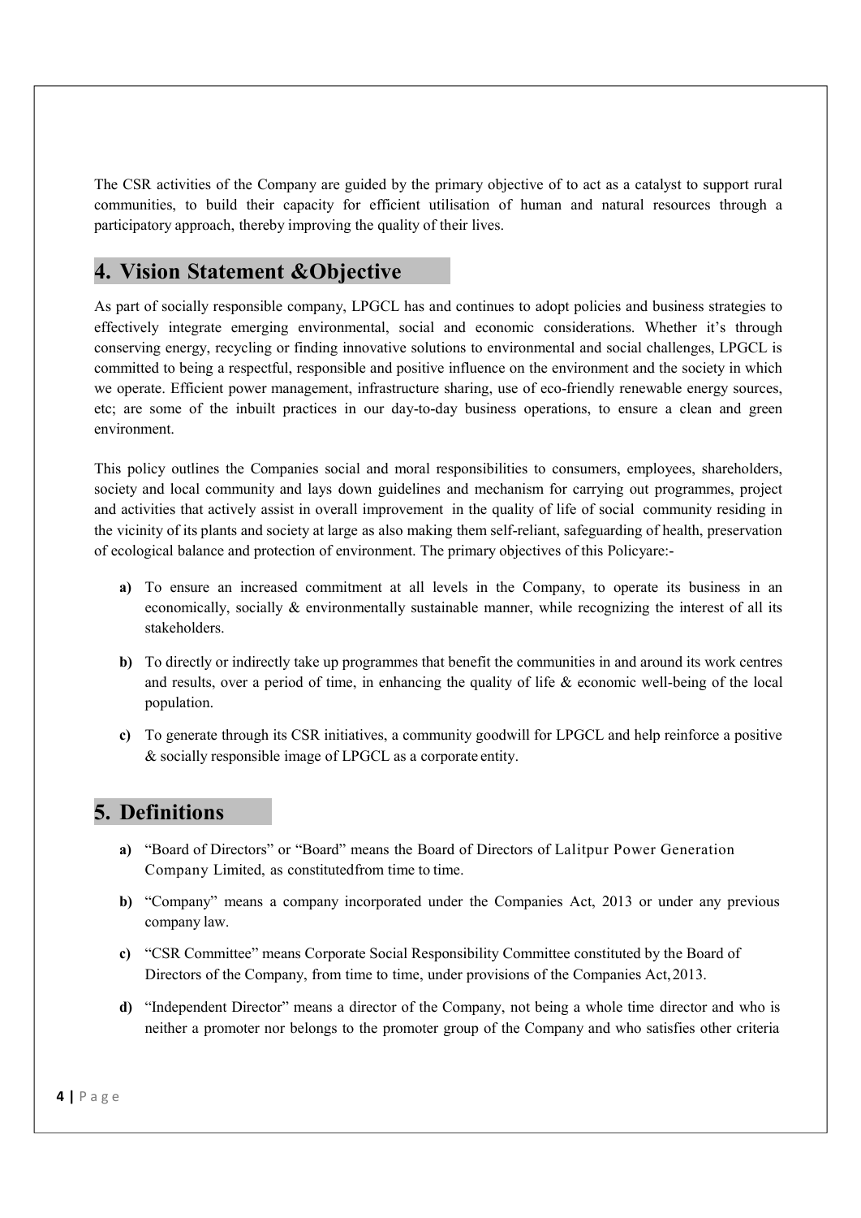The CSR activities of the Company are guided by the primary objective of to act as a catalyst to support rural communities, to build their capacity for efficient utilisation of human and natural resources through a participatory approach, thereby improving the quality of their lives.

## 4. Vision Statement &Objective

As part of socially responsible company, LPGCL has and continues to adopt policies and business strategies to effectively integrate emerging environmental, social and economic considerations. Whether it's through conserving energy, recycling or finding innovative solutions to environmental and social challenges, LPGCL is committed to being a respectful, responsible and positive influence on the environment and the society in which we operate. Efficient power management, infrastructure sharing, use of eco-friendly renewable energy sources, etc; are some of the inbuilt practices in our day-to-day business operations, to ensure a clean and green environment.

This policy outlines the Companies social and moral responsibilities to consumers, employees, shareholders, society and local community and lays down guidelines and mechanism for carrying out programmes, project and activities that actively assist in overall improvement in the quality of life of social community residing in the vicinity of its plants and society at large as also making them self-reliant, safeguarding of health, preservation of ecological balance and protection of environment. The primary objectives of this Policyare:-

- **a)** To ensure an increased commitment at all levels in the Company, to operate its business in an economically, socially & environmentally sustainable manner, while recognizing the interest of all its stakeholders.
- **b)** To directly or indirectly take up programmes that benefit the communities in and around its work centres and results, over a period of time, in enhancing the quality of life & economic well-being of the local population.
- **c)** To generate through its CSR initiatives, a community goodwill for LPGCL and help reinforce a positive & socially responsible image of LPGCL as a corporate entity.

## 5. Definitions

- **a)** "Board of Directors" or "Board" means the Board of Directors of Lalitpur Power Generation Company Limited, as constitutedfrom time to time.
- **b)** "Company" means a company incorporated under the Companies Act, 2013 or under any previous company law.
- **c)** "CSR Committee" means Corporate Social Responsibility Committee constituted by the Board of Directors of the Company, from time to time, under provisions of the Companies Act, 2013.
- **d)** "Independent Director" means a director of the Company, not being a whole time director and who is neither a promoter nor belongs to the promoter group of the Company and who satisfies other criteria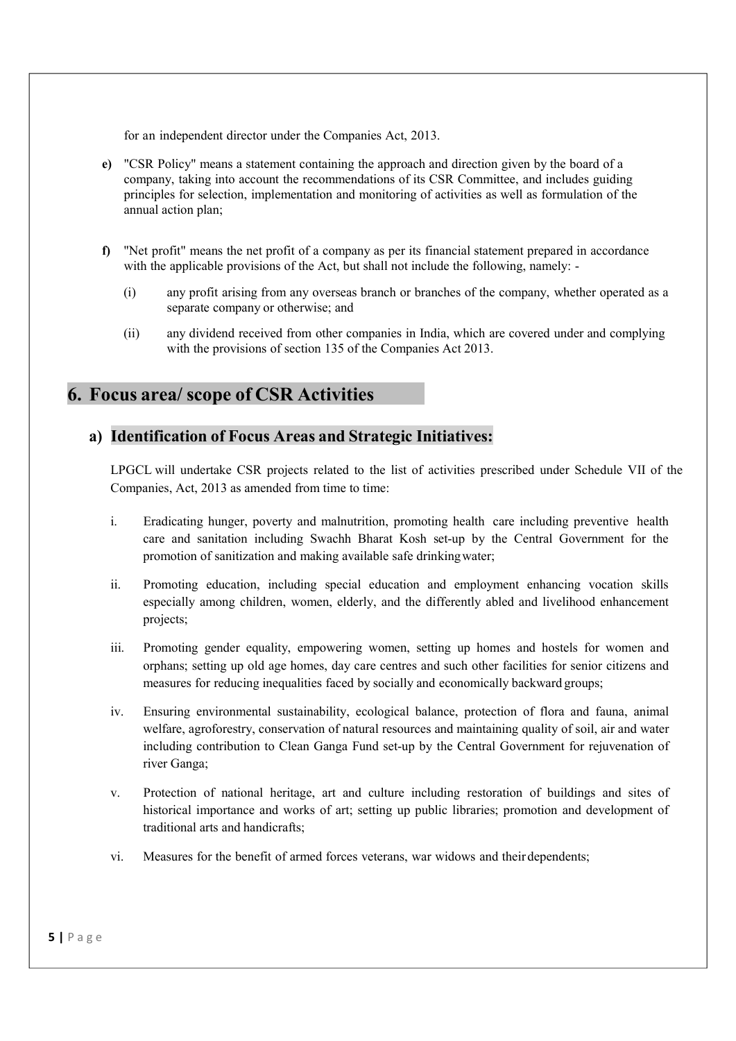for an independent director under the Companies Act, 2013.

**e)** "CSR Policy" means a statement containing the approach and direction given by the board of a company, taking into account the recommendations of its CSR Committee, and includes guiding principles for selection, implementation and monitoring of activities as well as formulation of the annual action plan;

**f)** "Net profit" means the net profit of a company as per its financial statement prepared in accordance with the applicable provisions of the Act, but shall not include the following, namely: -

(i) any profit arising from any overseas branch or branches of the company, whether operated as a separate company or otherwise; and

(ii) any dividend received from other companies in India, which are covered under and complying with the provisions of section 135 of the Companies Act 2013.

# 6. Focus area/ scope of CSR Activities

## a) Identification of Focus Areas and Strategic Initiatives:

LPGCL will undertake CSR projects related to the list of activities prescribed under Schedule VII of the Companies, Act, 2013 as amended from time to time:

i. Eradicating hunger, poverty and malnutrition, promoting health care including preventive health care and sanitation including Swachh Bharat Kosh set-up by the Central Government for the promotion of sanitization and making available safe drinking water;

ii. Promoting education, including special education and employment enhancing vocation skills especially among children, women, elderly, and the differently abled and livelihood enhancement projects;

iii. Promoting gender equality, empowering women, setting up homes and hostels for women and orphans; setting up old age homes, day care centres and such other facilities for senior citizens and measures for reducing inequalities faced by socially and economically backward groups;

iv. Ensuring environmental sustainability, ecological balance, protection of flora and fauna, animal welfare, agroforestry, conservation of natural resources and maintaining quality of soil, air and water including contribution to Clean Ganga Fund set-up by the Central Government for rejuvenation of river Ganga;

v. Protection of national heritage, art and culture including restoration of buildings and sites of historical importance and works of art; setting up public libraries; promotion and development of traditional arts and handicrafts;

vi. Measures for the benefit of armed forces veterans, war widows and their dependents;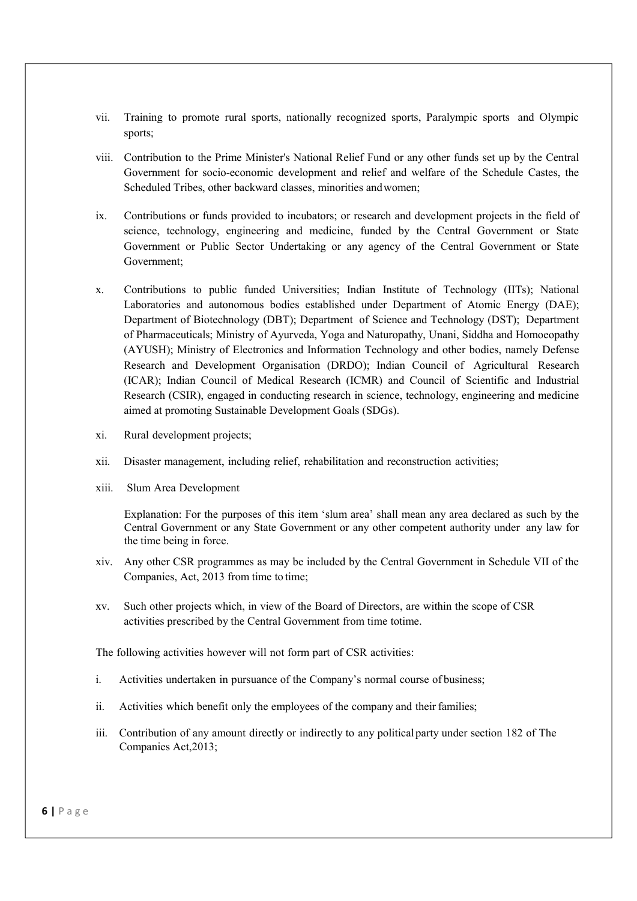vii. Training to promote rural sports, nationally recognized sports, Paralympic sports and Olympic sports;

viii. Contribution to the Prime Minister's National Relief Fund or any other funds set up by the Central Government for socio-economic development and relief and welfare of the Schedule Castes, the Scheduled Tribes, other backward classes, minorities and women;

ix. Contributions or funds provided to incubators; or research and development projects in the field of science, technology, engineering and medicine, funded by the Central Government or State Government or Public Sector Undertaking or any agency of the Central Government or State Government;

x. Contributions to public funded Universities; Indian Institute of Technology (IITs); National Laboratories and autonomous bodies established under Department of Atomic Energy (DAE); Department of Biotechnology (DBT); Department of Science and Technology (DST); Department of Pharmaceuticals; Ministry of Ayurveda, Yoga and Naturopathy, Unani, Siddha and Homoeopathy (AYUSH); Ministry of Electronics and Information Technology and other bodies, namely Defense Research and Development Organisation (DRDO); Indian Council of Agricultural Research (ICAR); Indian Council of Medical Research (ICMR) and Council of Scientific and Industrial Research (CSIR), engaged in conducting research in science, technology, engineering and medicine aimed at promoting Sustainable Development Goals (SDGs).

xi. Rural development projects;

xii. Disaster management, including relief, rehabilitation and reconstruction activities;

xiii. Slum Area Development

Explanation: For the purposes of this item 'slum area' shall mean any area declared as such by the Central Government or any State Government or any other competent authority under any law for the time being in force.

xiv. Any other CSR programmes as may be included by the Central Government in Schedule VII of the Companies, Act, 2013 from time to time;

xv. Such other projects which, in view of the Board of Directors, are within the scope of CSR activities prescribed by the Central Government from time to time.

The following activities however will not form part of CSR activities:

i. Activities undertaken in pursuance of the Company's normal course of business;

ii. Activities which benefit only the employees of the company and their families;

iii. Contribution of any amount directly or indirectly to any political party under section 182 of The Companies Act, 2013;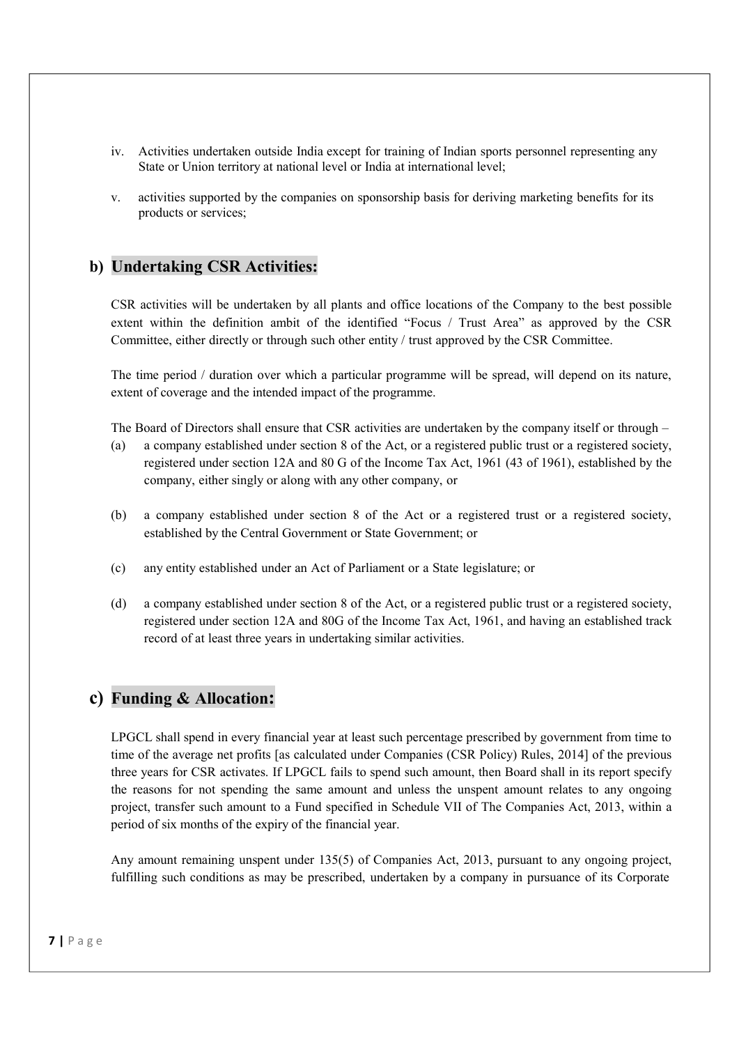iv. Activities undertaken outside India except for training of Indian sports personnel representing any State or Union territory at national level or India at international level;

v. activities supported by the companies on sponsorship basis for deriving marketing benefits for its products or services;

## b) Undertaking CSR Activities:

CSR activities will be undertaken by all plants and office locations of the Company to the best possible extent within the definition ambit of the identified "Focus / Trust Area" as approved by the CSR Committee, either directly or through such other entity / trust approved by the CSR Committee.

The time period / duration over which a particular programme will be spread, will depend on its nature, extent of coverage and the intended impact of the programme.

The Board of Directors shall ensure that CSR activities are undertaken by the company itself or through –

(a) a company established under section 8 of the Act, or a registered public trust or a registered society, registered under section 12A and 80 G of the Income Tax Act, 1961 (43 of 1961), established by the company, either singly or along with any other company, or

(b) a company established under section 8 of the Act or a registered trust or a registered society, established by the Central Government or State Government; or

(c) any entity established under an Act of Parliament or a State legislature; or

(d) a company established under section 8 of the Act, or a registered public trust or a registered society, registered under section 12A and 80G of the Income Tax Act, 1961, and having an established track record of at least three years in undertaking similar activities.

## c) Funding & Allocation:

LPGCL shall spend in every financial year at least such percentage prescribed by government from time to time of the average net profits [as calculated under Companies (CSR Policy) Rules, 2014] of the previous three years for CSR activates. If LPGCL fails to spend such amount, then Board shall in its report specify the reasons for not spending the same amount and unless the unspent amount relates to any ongoing project, transfer such amount to a Fund specified in Schedule VII of The Companies Act, 2013, within a period of six months of the expiry of the financial year.

Any amount remaining unspent under 135(5) of Companies Act, 2013, pursuant to any ongoing project, fulfilling such conditions as may be prescribed, undertaken by a company in pursuance of its Corporate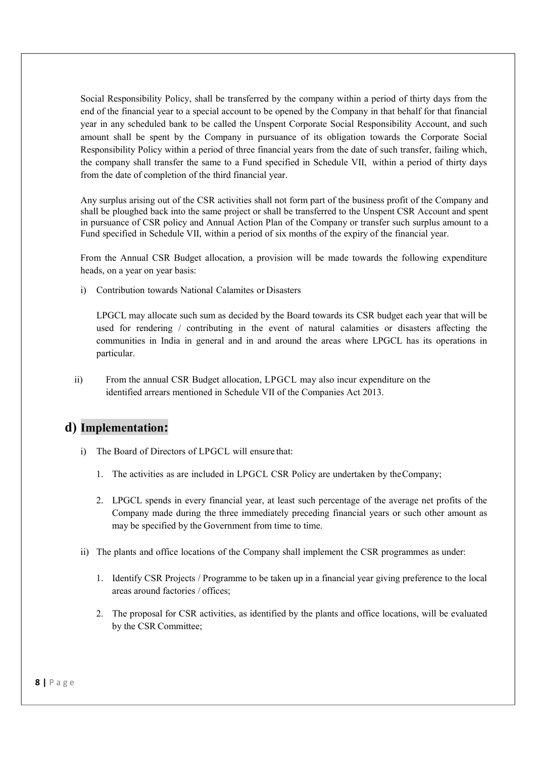Social Responsibility Policy, shall be transferred by the company within a period of thirty days from the end of the financial year to a special account to be opened by the Company in that behalf for that financial year in any scheduled bank to be called the Unspent Corporate Social Responsibility Account, and such amount shall be spent by the Company in pursuance of its obligation towards the Corporate Social Responsibility Policy within a period of three financial years from the date of such transfer, failing which, the company shall transfer the same to a Fund specified in Schedule VII, within a period of thirty days from the date of completion of the third financial year.

Any surplus arising out of the CSR activities shall not form part of the business profit of the Company and shall be ploughed back into the same project or shall be transferred to the Unspent CSR Account and spent in pursuance of CSR policy and Annual Action Plan of the Company or transfer such surplus amount to a Fund specified in Schedule VII, within a period of six months of the expiry of the financial year.

From the Annual CSR Budget allocation, a provision will be made towards the following expenditure heads, on a year on year basis:

i) Contribution towards National Calamites or Disasters

   LPGCL may allocate such sum as decided by the Board towards its CSR budget each year that will be used for rendering / contributing in the event of natural calamities or disasters affecting the communities in India in general and in and around the areas where LPGCL has its operations in particular.

ii) From the annual CSR Budget allocation, LPGCL may also incur expenditure on the identified arrears mentioned in Schedule VII of the Companies Act 2013.

## d) Implementation:

i) The Board of Directors of LPGCL will ensure that:

   1. The activities as are included in LPGCL CSR Policy are undertaken by the Company;

   2. LPGCL spends in every financial year, at least such percentage of the average net profits of the Company made during the three immediately preceding financial years or such other amount as may be specified by the Government from time to time.

ii) The plants and office locations of the Company shall implement the CSR programmes as under:

   1. Identify CSR Projects / Programme to be taken up in a financial year giving preference to the local areas around factories / offices;

   2. The proposal for CSR activities, as identified by the plants and office locations, will be evaluated by the CSR Committee;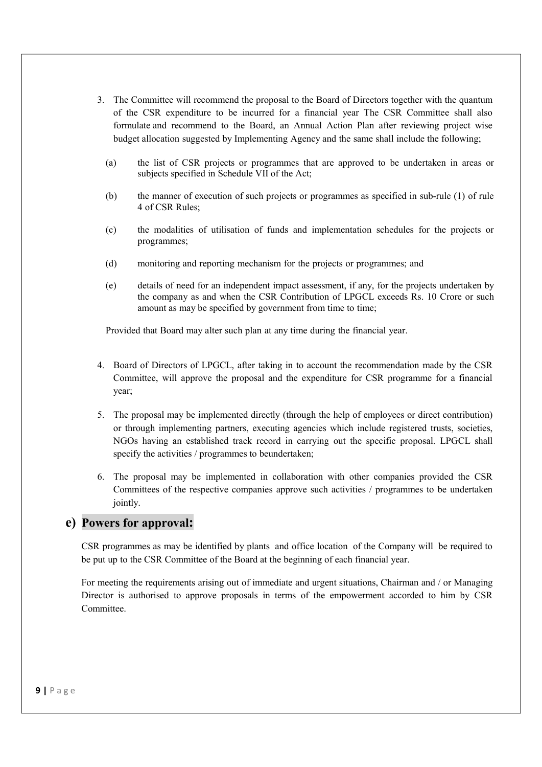3. The Committee will recommend the proposal to the Board of Directors together with the quantum of the CSR expenditure to be incurred for a financial year The CSR Committee shall also formulate and recommend to the Board, an Annual Action Plan after reviewing project wise budget allocation suggested by Implementing Agency and the same shall include the following;

   (a) the list of CSR projects or programmes that are approved to be undertaken in areas or subjects specified in Schedule VII of the Act;

   (b) the manner of execution of such projects or programmes as specified in sub-rule (1) of rule 4 of CSR Rules;

   (c) the modalities of utilisation of funds and implementation schedules for the projects or programmes;

   (d) monitoring and reporting mechanism for the projects or programmes; and

   (e) details of need for an independent impact assessment, if any, for the projects undertaken by the company as and when the CSR Contribution of LPGCL exceeds Rs. 10 Crore or such amount as may be specified by government from time to time;

   Provided that Board may alter such plan at any time during the financial year.

4. Board of Directors of LPGCL, after taking in to account the recommendation made by the CSR Committee, will approve the proposal and the expenditure for CSR programme for a financial year;

5. The proposal may be implemented directly (through the help of employees or direct contribution) or through implementing partners, executing agencies which include registered trusts, societies, NGOs having an established track record in carrying out the specific proposal. LPGCL shall specify the activities / programmes to beundertaken;

6. The proposal may be implemented in collaboration with other companies provided the CSR Committees of the respective companies approve such activities / programmes to be undertaken jointly.

## e) Powers for approval:

CSR programmes as may be identified by plants and office location of the Company will be required to be put up to the CSR Committee of the Board at the beginning of each financial year.

For meeting the requirements arising out of immediate and urgent situations, Chairman and / or Managing Director is authorised to approve proposals in terms of the empowerment accorded to him by CSR Committee.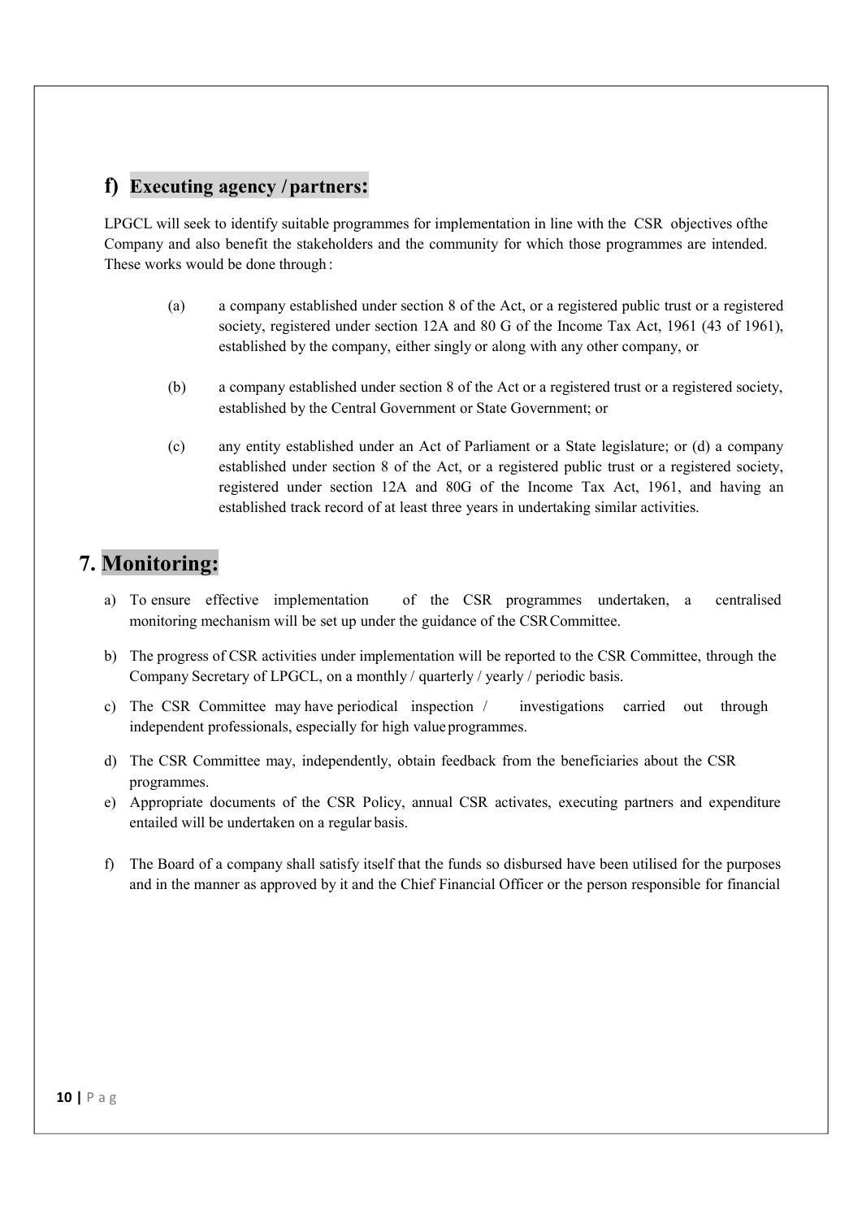## f) Executing agency / partners:

LPGCL will seek to identify suitable programmes for implementation in line with the CSR objectives ofthe Company and also benefit the stakeholders and the community for which those programmes are intended. These works would be done through :

(a) a company established under section 8 of the Act, or a registered public trust or a registered society, registered under section 12A and 80 G of the Income Tax Act, 1961 (43 of 1961), established by the company, either singly or along with any other company, or

(b) a company established under section 8 of the Act or a registered trust or a registered society, established by the Central Government or State Government; or

(c) any entity established under an Act of Parliament or a State legislature; or (d) a company established under section 8 of the Act, or a registered public trust or a registered society, registered under section 12A and 80G of the Income Tax Act, 1961, and having an established track record of at least three years in undertaking similar activities.

# 7. Monitoring:

a) To ensure effective implementation of the CSR programmes undertaken, a centralised monitoring mechanism will be set up under the guidance of the CSR Committee.

b) The progress of CSR activities under implementation will be reported to the CSR Committee, through the Company Secretary of LPGCL, on a monthly / quarterly / yearly / periodic basis.

c) The CSR Committee may have periodical inspection / investigations carried out through independent professionals, especially for high value programmes.

d) The CSR Committee may, independently, obtain feedback from the beneficiaries about the CSR programmes.

e) Appropriate documents of the CSR Policy, annual CSR activates, executing partners and expenditure entailed will be undertaken on a regular basis.

f) The Board of a company shall satisfy itself that the funds so disbursed have been utilised for the purposes and in the manner as approved by it and the Chief Financial Officer or the person responsible for financial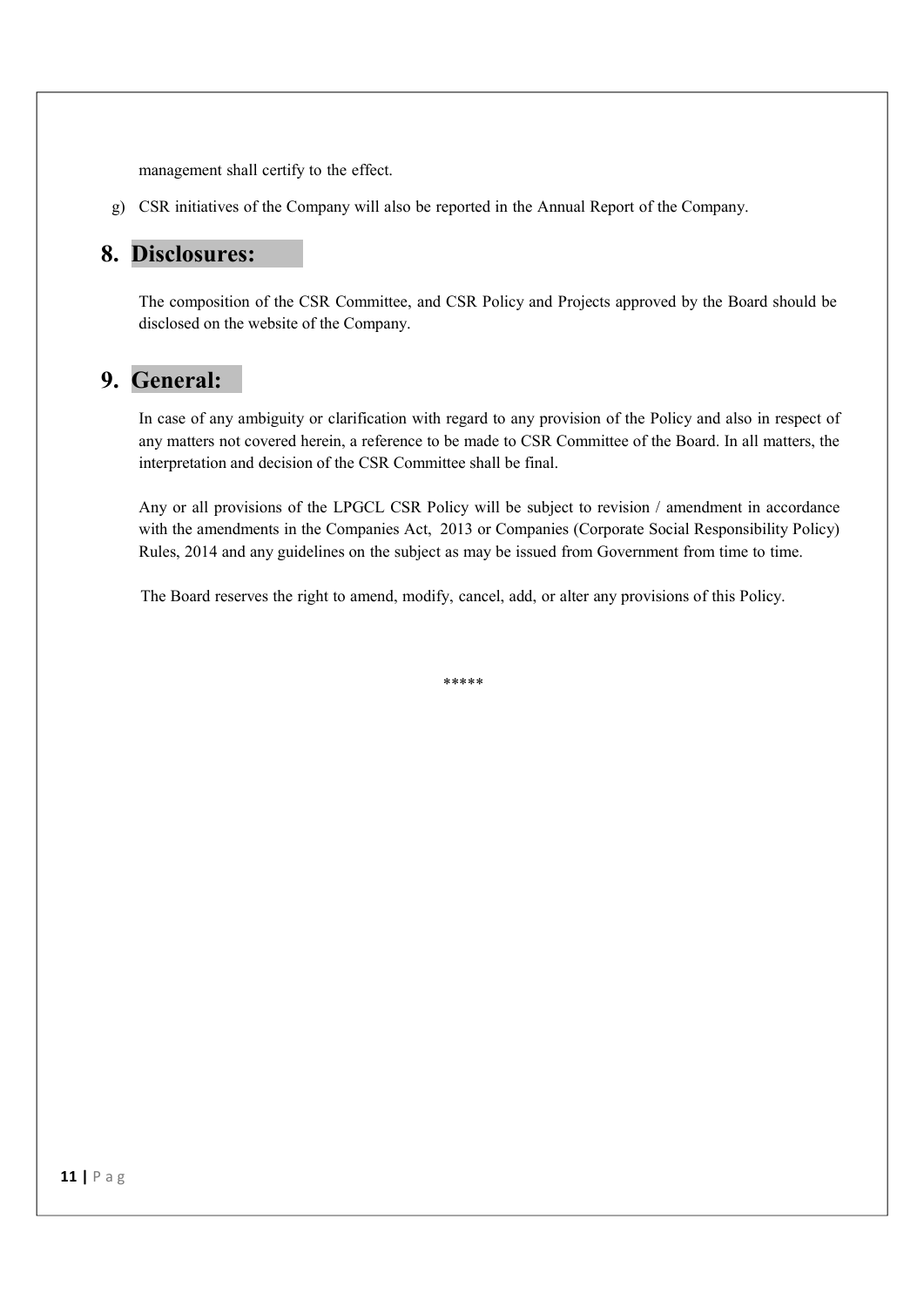management shall certify to the effect.

g) CSR initiatives of the Company will also be reported in the Annual Report of the Company.

## 8. Disclosures:

The composition of the CSR Committee, and CSR Policy and Projects approved by the Board should be disclosed on the website of the Company.

## 9. General:

In case of any ambiguity or clarification with regard to any provision of the Policy and also in respect of any matters not covered herein, a reference to be made to CSR Committee of the Board. In all matters, the interpretation and decision of the CSR Committee shall be final.

Any or all provisions of the LPGCL CSR Policy will be subject to revision / amendment in accordance with the amendments in the Companies Act, 2013 or Companies (Corporate Social Responsibility Policy) Rules, 2014 and any guidelines on the subject as may be issued from Government from time to time.

The Board reserves the right to amend, modify, cancel, add, or alter any provisions of this Policy.

*****